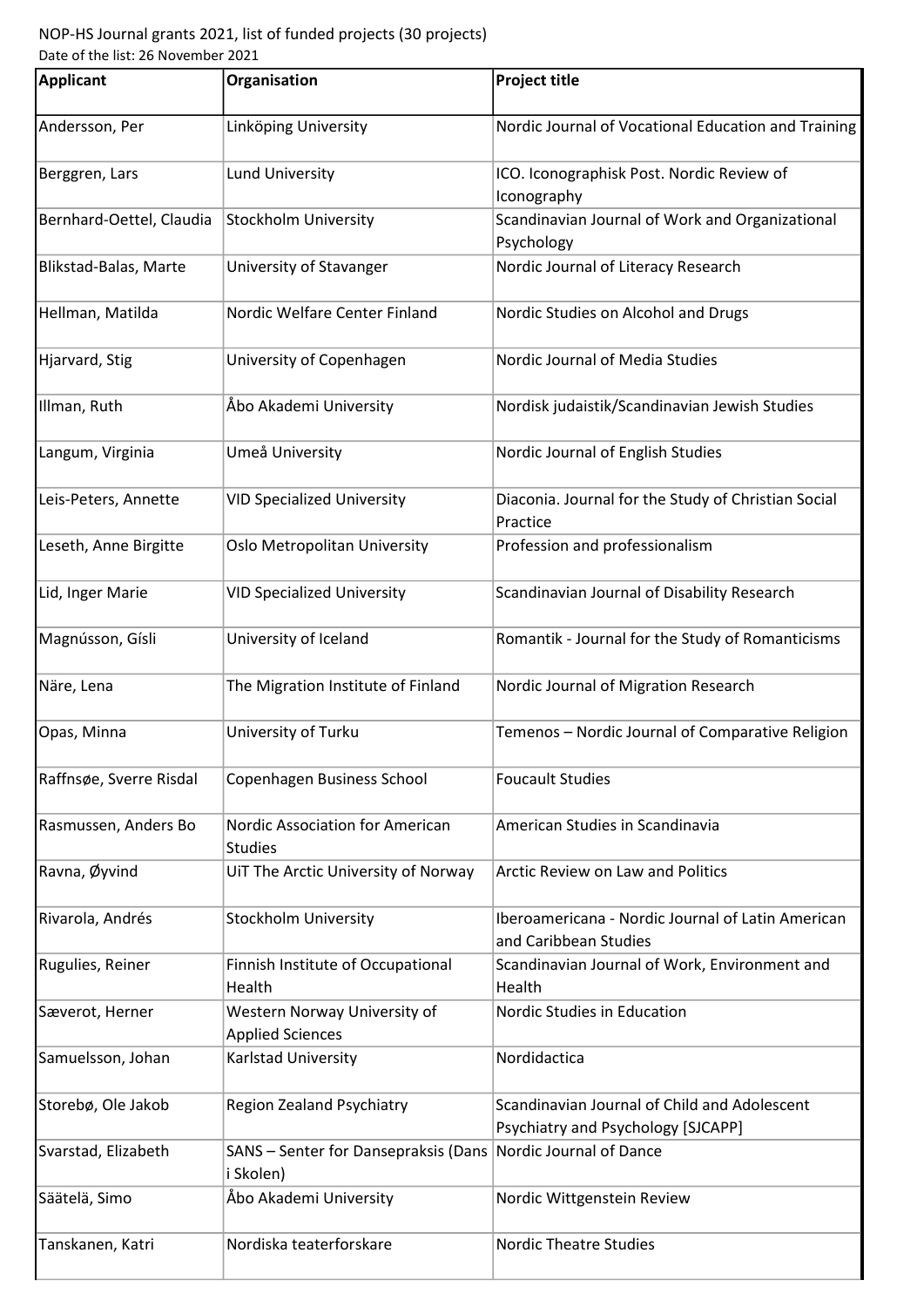NOP-HS Journal grants 2021, list of funded projects (30 projects)

Date of the list: 26 November 2021

| Applicant | Organisation | Project title |
| --- | --- | --- |
| Andersson, Per | Linköping University | Nordic Journal of Vocational Education and Training |
| Berggren, Lars | Lund University | ICO. Iconographisk Post. Nordic Review of Iconography |
| Bernhard-Oettel, Claudia | Stockholm University | Scandinavian Journal of Work and Organizational Psychology |
| Blikstad-Balas, Marte | University of Stavanger | Nordic Journal of Literacy Research |
| Hellman, Matilda | Nordic Welfare Center Finland | Nordic Studies on Alcohol and Drugs |
| Hjarvard, Stig | University of Copenhagen | Nordic Journal of Media Studies |
| Illman, Ruth | Åbo Akademi University | Nordisk judaistik/Scandinavian Jewish Studies |
| Langum, Virginia | Umeå University | Nordic Journal of English Studies |
| Leis-Peters, Annette | VID Specialized University | Diaconia. Journal for the Study of Christian Social Practice |
| Leseth, Anne Birgitte | Oslo Metropolitan University | Profession and professionalism |
| Lid, Inger Marie | VID Specialized University | Scandinavian Journal of Disability Research |
| Magnússon, Gísli | University of Iceland | Romantik - Journal for the Study of Romanticisms |
| Näre, Lena | The Migration Institute of Finland | Nordic Journal of Migration Research |
| Opas, Minna | University of Turku | Temenos – Nordic Journal of Comparative Religion |
| Raffnsøe, Sverre Risdal | Copenhagen Business School | Foucault Studies |
| Rasmussen, Anders Bo | Nordic Association for American Studies | American Studies in Scandinavia |
| Ravna, Øyvind | UiT The Arctic University of Norway | Arctic Review on Law and Politics |
| Rivarola, Andrés | Stockholm University | Iberoamericana - Nordic Journal of Latin American and Caribbean Studies |
| Rugulies, Reiner | Finnish Institute of Occupational Health | Scandinavian Journal of Work, Environment and Health |
| Sæverot, Herner | Western Norway University of Applied Sciences | Nordic Studies in Education |
| Samuelsson, Johan | Karlstad University | Nordidactica |
| Storebø, Ole Jakob | Region Zealand Psychiatry | Scandinavian Journal of Child and Adolescent Psychiatry and Psychology [SJCAPP] |
| Svarstad, Elizabeth | SANS – Senter for Dansepraksis (Dans i Skolen) | Nordic Journal of Dance |
| Säätelä, Simo | Åbo Akademi University | Nordic Wittgenstein Review |
| Tanskanen, Katri | Nordiska teaterforskare | Nordic Theatre Studies |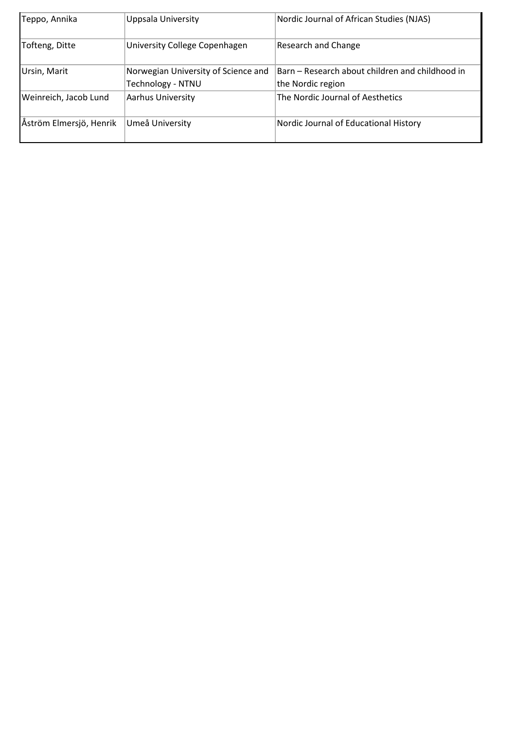| | | |
|---|---|---|
| Teppo, Annika | Uppsala University | Nordic Journal of African Studies (NJAS) |
| Tofteng, Ditte | University College Copenhagen | Research and Change |
| Ursin, Marit | Norwegian University of Science and Technology - NTNU | Barn – Research about children and childhood in the Nordic region |
| Weinreich, Jacob Lund | Aarhus University | The Nordic Journal of Aesthetics |
| Åström Elmersjö, Henrik | Umeå University | Nordic Journal of Educational History |